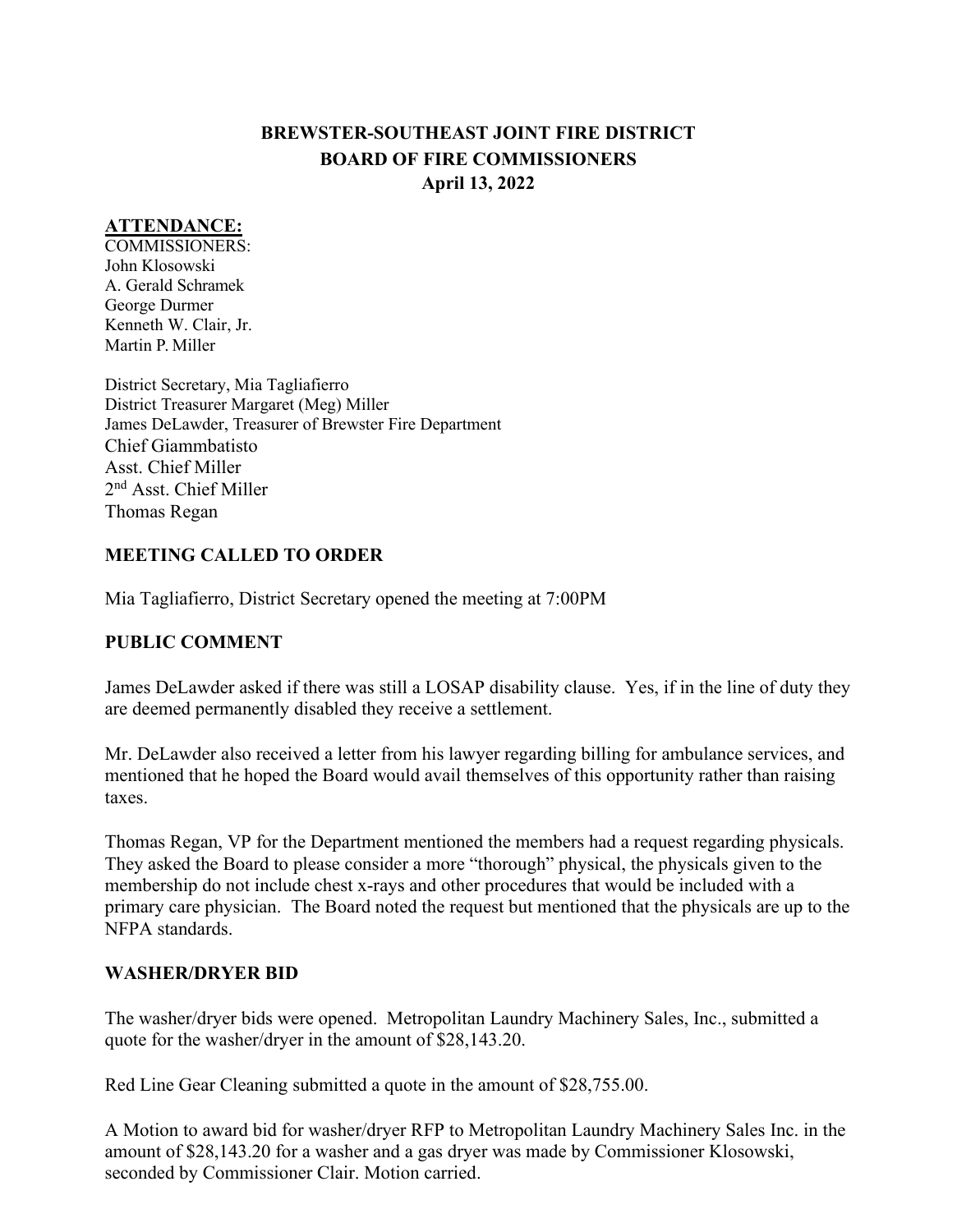# BREWSTER-SOUTHEAST JOINT FIRE DISTRICT
# BOARD OF FIRE COMMISSIONERS
# April 13, 2022

## ATTENDANCE:

COMMISSIONERS:
John Klosowski
A. Gerald Schramek
George Durmer
Kenneth W. Clair, Jr.
Martin P. Miller

District Secretary, Mia Tagliafierro
District Treasurer Margaret (Meg) Miller
James DeLawder, Treasurer of Brewster Fire Department
Chief Giammbatisto
Asst. Chief Miller
2nd Asst. Chief Miller
Thomas Regan

## MEETING CALLED TO ORDER

Mia Tagliafierro, District Secretary opened the meeting at 7:00PM

## PUBLIC COMMENT

James DeLawder asked if there was still a LOSAP disability clause. Yes, if in the line of duty they are deemed permanently disabled they receive a settlement.

Mr. DeLawder also received a letter from his lawyer regarding billing for ambulance services, and mentioned that he hoped the Board would avail themselves of this opportunity rather than raising taxes.

Thomas Regan, VP for the Department mentioned the members had a request regarding physicals. They asked the Board to please consider a more "thorough" physical, the physicals given to the membership do not include chest x-rays and other procedures that would be included with a primary care physician. The Board noted the request but mentioned that the physicals are up to the NFPA standards.

## WASHER/DRYER BID

The washer/dryer bids were opened. Metropolitan Laundry Machinery Sales, Inc., submitted a quote for the washer/dryer in the amount of $28,143.20.

Red Line Gear Cleaning submitted a quote in the amount of $28,755.00.

A Motion to award bid for washer/dryer RFP to Metropolitan Laundry Machinery Sales Inc. in the amount of $28,143.20 for a washer and a gas dryer was made by Commissioner Klosowski, seconded by Commissioner Clair. Motion carried.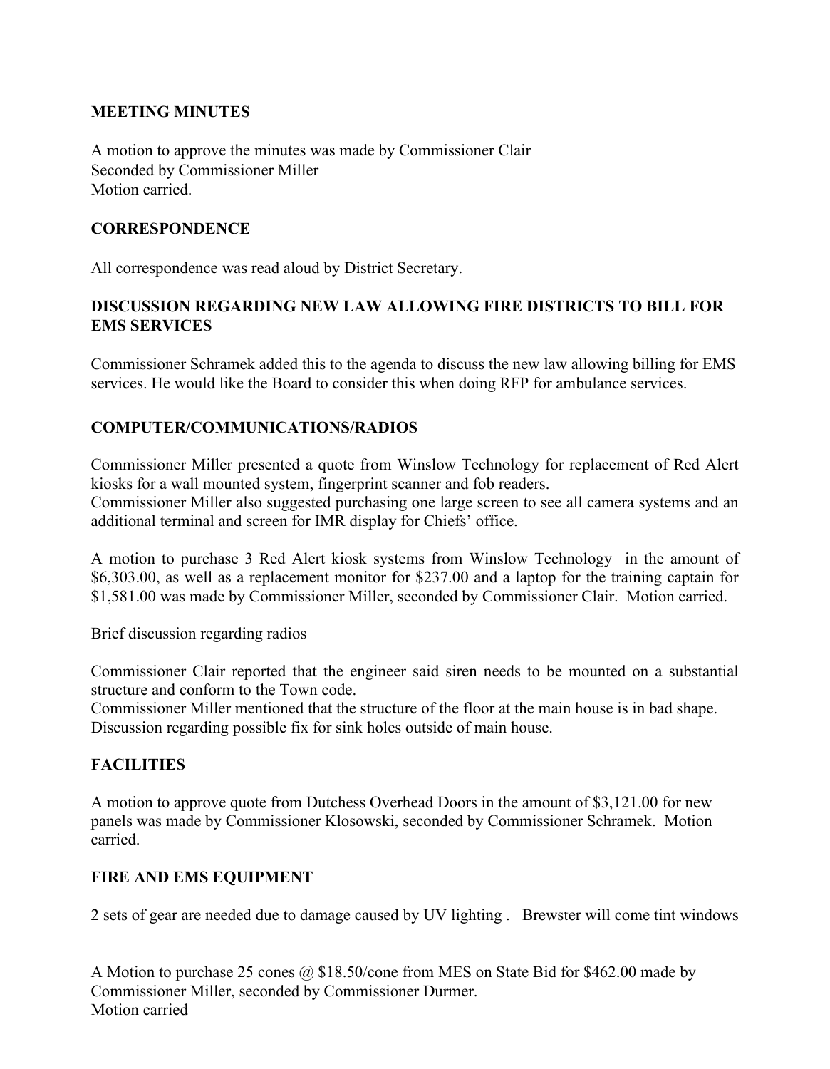## MEETING MINUTES

A motion to approve the minutes was made by Commissioner Clair
Seconded by Commissioner Miller
Motion carried.

## CORRESPONDENCE

All correspondence was read aloud by District Secretary.

## DISCUSSION REGARDING NEW LAW ALLOWING FIRE DISTRICTS TO BILL FOR EMS SERVICES

Commissioner Schramek added this to the agenda to discuss the new law allowing billing for EMS services. He would like the Board to consider this when doing RFP for ambulance services.

## COMPUTER/COMMUNICATIONS/RADIOS

Commissioner Miller presented a quote from Winslow Technology for replacement of Red Alert kiosks for a wall mounted system, fingerprint scanner and fob readers.
Commissioner Miller also suggested purchasing one large screen to see all camera systems and an additional terminal and screen for IMR display for Chiefs' office.

A motion to purchase 3 Red Alert kiosk systems from Winslow Technology in the amount of $6,303.00, as well as a replacement monitor for $237.00 and a laptop for the training captain for $1,581.00 was made by Commissioner Miller, seconded by Commissioner Clair. Motion carried.

Brief discussion regarding radios

Commissioner Clair reported that the engineer said siren needs to be mounted on a substantial structure and conform to the Town code.
Commissioner Miller mentioned that the structure of the floor at the main house is in bad shape.
Discussion regarding possible fix for sink holes outside of main house.

## FACILITIES

A motion to approve quote from Dutchess Overhead Doors in the amount of $3,121.00 for new panels was made by Commissioner Klosowski, seconded by Commissioner Schramek. Motion carried.

## FIRE AND EMS EQUIPMENT

2 sets of gear are needed due to damage caused by UV lighting . Brewster will come tint windows

A Motion to purchase 25 cones @ $18.50/cone from MES on State Bid for $462.00 made by Commissioner Miller, seconded by Commissioner Durmer.
Motion carried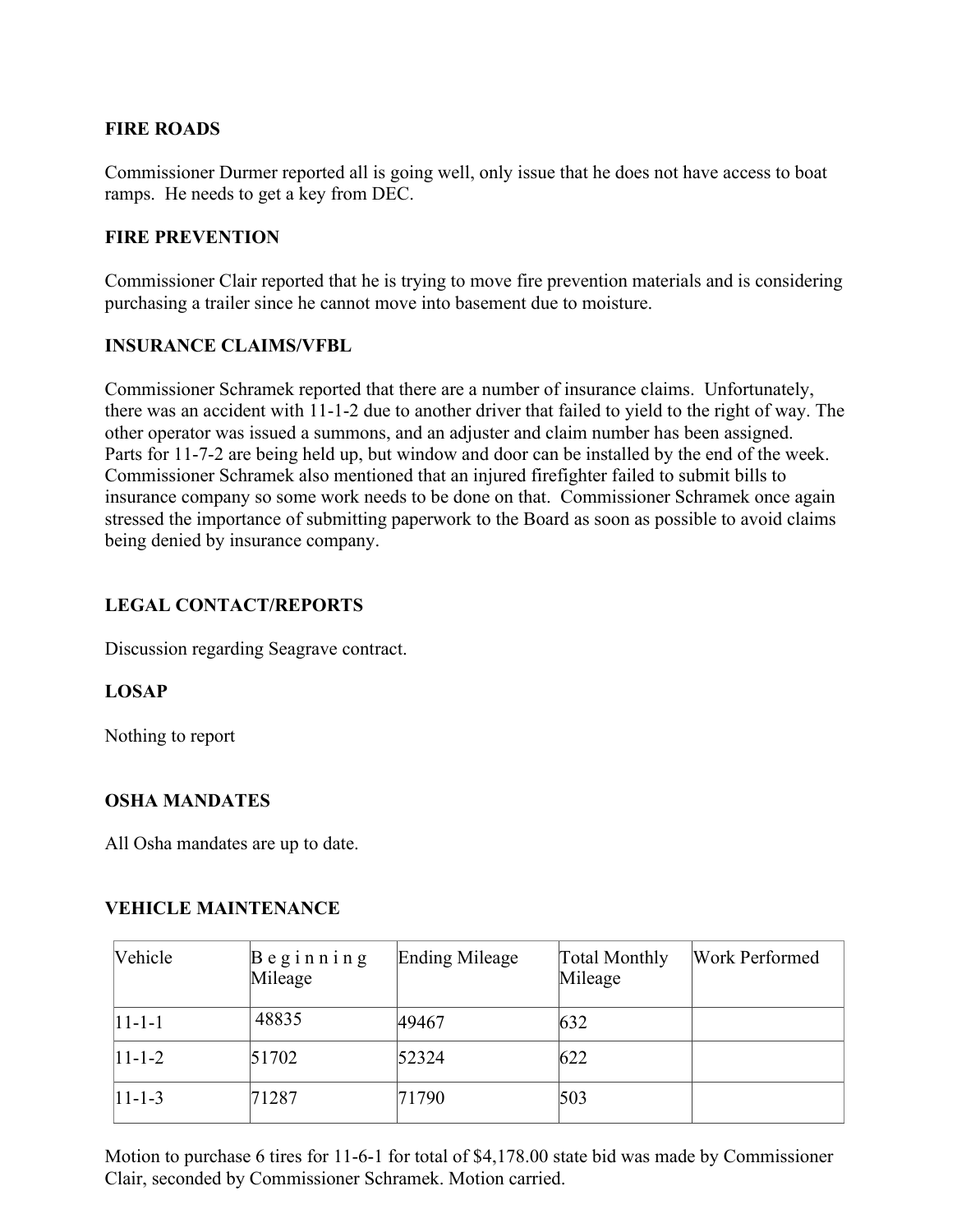**FIRE ROADS**

Commissioner Durmer reported all is going well, only issue that he does not have access to boat ramps. He needs to get a key from DEC.

**FIRE PREVENTION**

Commissioner Clair reported that he is trying to move fire prevention materials and is considering purchasing a trailer since he cannot move into basement due to moisture.

**INSURANCE CLAIMS/VFBL**

Commissioner Schramek reported that there are a number of insurance claims. Unfortunately, there was an accident with 11-1-2 due to another driver that failed to yield to the right of way. The other operator was issued a summons, and an adjuster and claim number has been assigned. Parts for 11-7-2 are being held up, but window and door can be installed by the end of the week. Commissioner Schramek also mentioned that an injured firefighter failed to submit bills to insurance company so some work needs to be done on that. Commissioner Schramek once again stressed the importance of submitting paperwork to the Board as soon as possible to avoid claims being denied by insurance company.

**LEGAL CONTACT/REPORTS**

Discussion regarding Seagrave contract.

**LOSAP**

Nothing to report

**OSHA MANDATES**

All Osha mandates are up to date.

**VEHICLE MAINTENANCE**

| Vehicle | Beginning Mileage | Ending Mileage | Total Monthly Mileage | Work Performed |
|---|---|---|---|---|
| 11-1-1 | 48835 | 49467 | 632 | |
| 11-1-2 | 51702 | 52324 | 622 | |
| 11-1-3 | 71287 | 71790 | 503 | |

Motion to purchase 6 tires for 11-6-1 for total of $4,178.00 state bid was made by Commissioner Clair, seconded by Commissioner Schramek. Motion carried.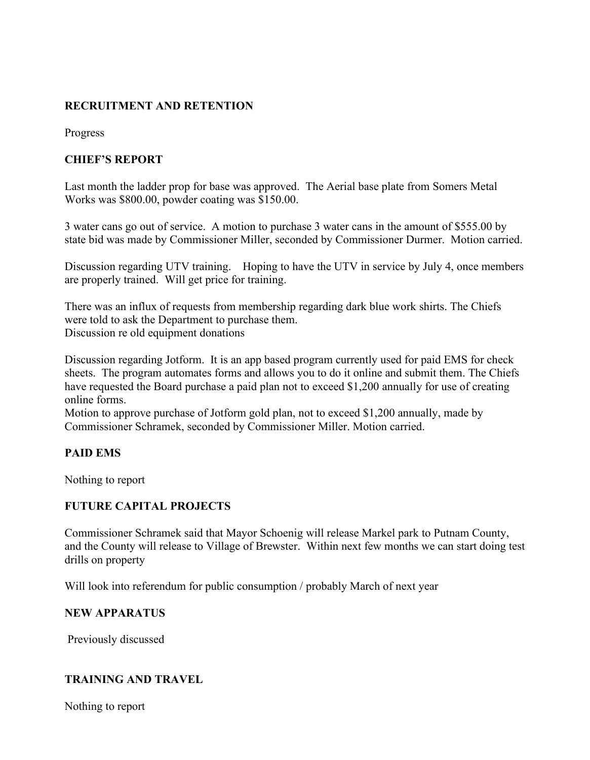## RECRUITMENT AND RETENTION

Progress

## CHIEF'S REPORT

Last month the ladder prop for base was approved. The Aerial base plate from Somers Metal Works was $800.00, powder coating was $150.00.

3 water cans go out of service. A motion to purchase 3 water cans in the amount of $555.00 by state bid was made by Commissioner Miller, seconded by Commissioner Durmer. Motion carried.

Discussion regarding UTV training. Hoping to have the UTV in service by July 4, once members are properly trained. Will get price for training.

There was an influx of requests from membership regarding dark blue work shirts. The Chiefs were told to ask the Department to purchase them.
Discussion re old equipment donations

Discussion regarding Jotform. It is an app based program currently used for paid EMS for check sheets. The program automates forms and allows you to do it online and submit them. The Chiefs have requested the Board purchase a paid plan not to exceed $1,200 annually for use of creating online forms.
Motion to approve purchase of Jotform gold plan, not to exceed $1,200 annually, made by Commissioner Schramek, seconded by Commissioner Miller. Motion carried.

## PAID EMS

Nothing to report

## FUTURE CAPITAL PROJECTS

Commissioner Schramek said that Mayor Schoenig will release Markel park to Putnam County, and the County will release to Village of Brewster. Within next few months we can start doing test drills on property

Will look into referendum for public consumption / probably March of next year

## NEW APPARATUS

Previously discussed

## TRAINING AND TRAVEL

Nothing to report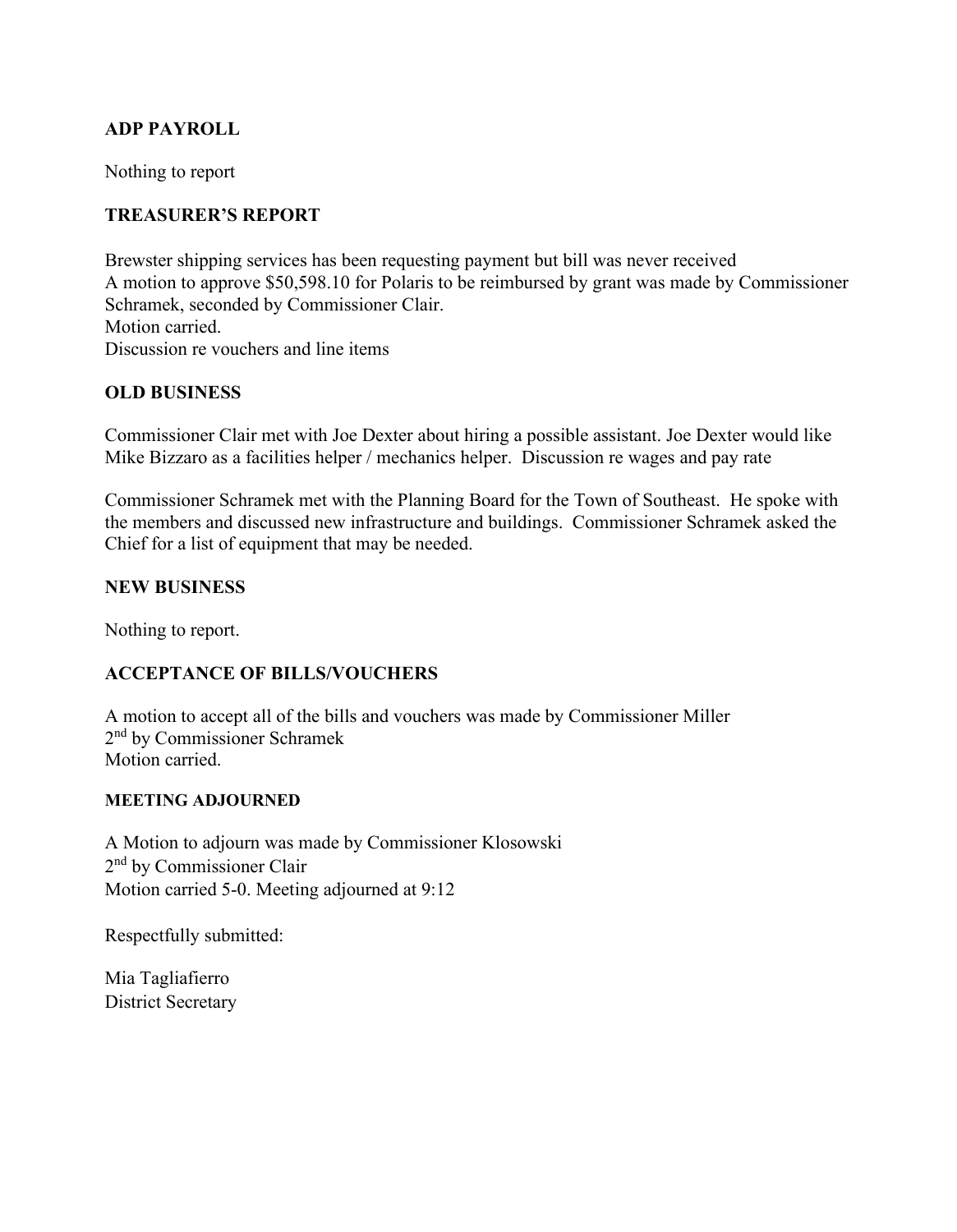## ADP PAYROLL

Nothing to report

## TREASURER'S REPORT

Brewster shipping services has been requesting payment but bill was never received
A motion to approve $50,598.10 for Polaris to be reimbursed by grant was made by Commissioner Schramek, seconded by Commissioner Clair.
Motion carried.
Discussion re vouchers and line items

## OLD BUSINESS

Commissioner Clair met with Joe Dexter about hiring a possible assistant. Joe Dexter would like Mike Bizzaro as a facilities helper / mechanics helper. Discussion re wages and pay rate

Commissioner Schramek met with the Planning Board for the Town of Southeast. He spoke with the members and discussed new infrastructure and buildings. Commissioner Schramek asked the Chief for a list of equipment that may be needed.

## NEW BUSINESS

Nothing to report.

## ACCEPTANCE OF BILLS/VOUCHERS

A motion to accept all of the bills and vouchers was made by Commissioner Miller
2nd by Commissioner Schramek
Motion carried.

### MEETING ADJOURNED

A Motion to adjourn was made by Commissioner Klosowski
2nd by Commissioner Clair
Motion carried 5-0. Meeting adjourned at 9:12

Respectfully submitted:

Mia Tagliafierro
District Secretary